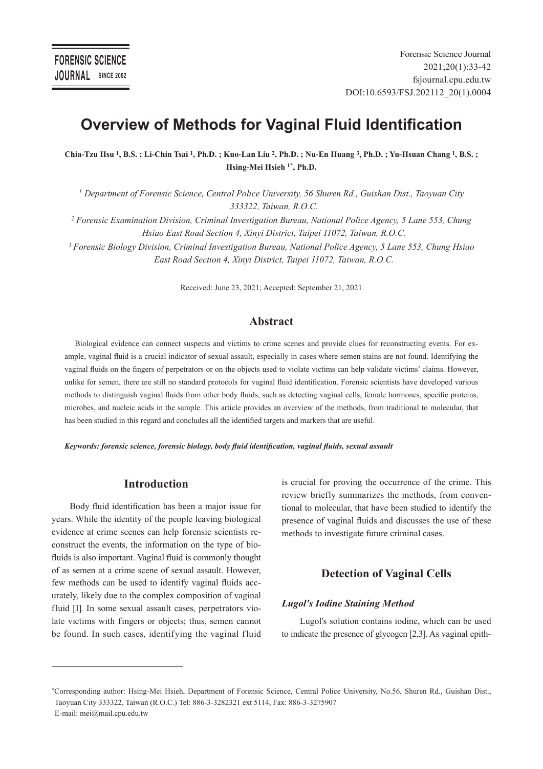# Overview of Methods for Vaginal Fluid Identification

**Chia-Tzu Hsu [1], B.S. ; Li-Chin Tsai [1], Ph.D. ; Kuo-Lan Liu [2], Ph.D. ; Nu-En Huang [3], Ph.D. ; Yu-Hsuan Chang [1], B.S. ; Hsing-Mei Hsieh [1*], Ph.D.**

*[1] Department of Forensic Science, Central Police University, 56 Shuren Rd., Guishan Dist., Taoyuan City 333322, Taiwan, R.O.C.*

*[2] Forensic Examination Division, Criminal Investigation Bureau, National Police Agency, 5 Lane 553, Chung Hsiao East Road Section 4, Xinyi District, Taipei 11072, Taiwan, R.O.C.*

*[3] Forensic Biology Division, Criminal Investigation Bureau, National Police Agency, 5 Lane 553, Chung Hsiao East Road Section 4, Xinyi District, Taipei 11072, Taiwan, R.O.C.*

Received: June 23, 2021; Accepted: September 21, 2021.

## Abstract

Biological evidence can connect suspects and victims to crime scenes and provide clues for reconstructing events. For example, vaginal fluid is a crucial indicator of sexual assault, especially in cases where semen stains are not found. Identifying the vaginal fluids on the fingers of perpetrators or on the objects used to violate victims can help validate victims' claims. However, unlike for semen, there are still no standard protocols for vaginal fluid identification. Forensic scientists have developed various methods to distinguish vaginal fluids from other body fluids, such as detecting vaginal cells, female hormones, specific proteins, microbes, and nucleic acids in the sample. This article provides an overview of the methods, from traditional to molecular, that has been studied in this regard and concludes all the identified targets and markers that are useful.

***Keywords: forensic science, forensic biology, body fluid identification, vaginal fluids, sexual assault***

## Introduction

Body fluid identification has been a major issue for years. While the identity of the people leaving biological evidence at crime scenes can help forensic scientists reconstruct the events, the information on the type of biofluids is also important. Vaginal fluid is commonly thought of as semen at a crime scene of sexual assault. However, few methods can be used to identify vaginal fluids accurately, likely due to the complex composition of vaginal fluid [1]. In some sexual assault cases, perpetrators violate victims with fingers or objects; thus, semen cannot be found. In such cases, identifying the vaginal fluid is crucial for proving the occurrence of the crime. This review briefly summarizes the methods, from conventional to molecular, that have been studied to identify the presence of vaginal fluids and discusses the use of these methods to investigate future criminal cases.

## Detection of Vaginal Cells

### *Lugol's Iodine Staining Method*

Lugol's solution contains iodine, which can be used to indicate the presence of glycogen [2,3]. As vaginal epith-

---

*Corresponding author: Hsing-Mei Hsieh, Department of Forensic Science, Central Police University, No.56, Shuren Rd., Guishan Dist., Taoyuan City 333322, Taiwan (R.O.C.) Tel: 886-3-3282321 ext 5114, Fax: 886-3-3275907
E-mail: mei@mail.cpu.edu.tw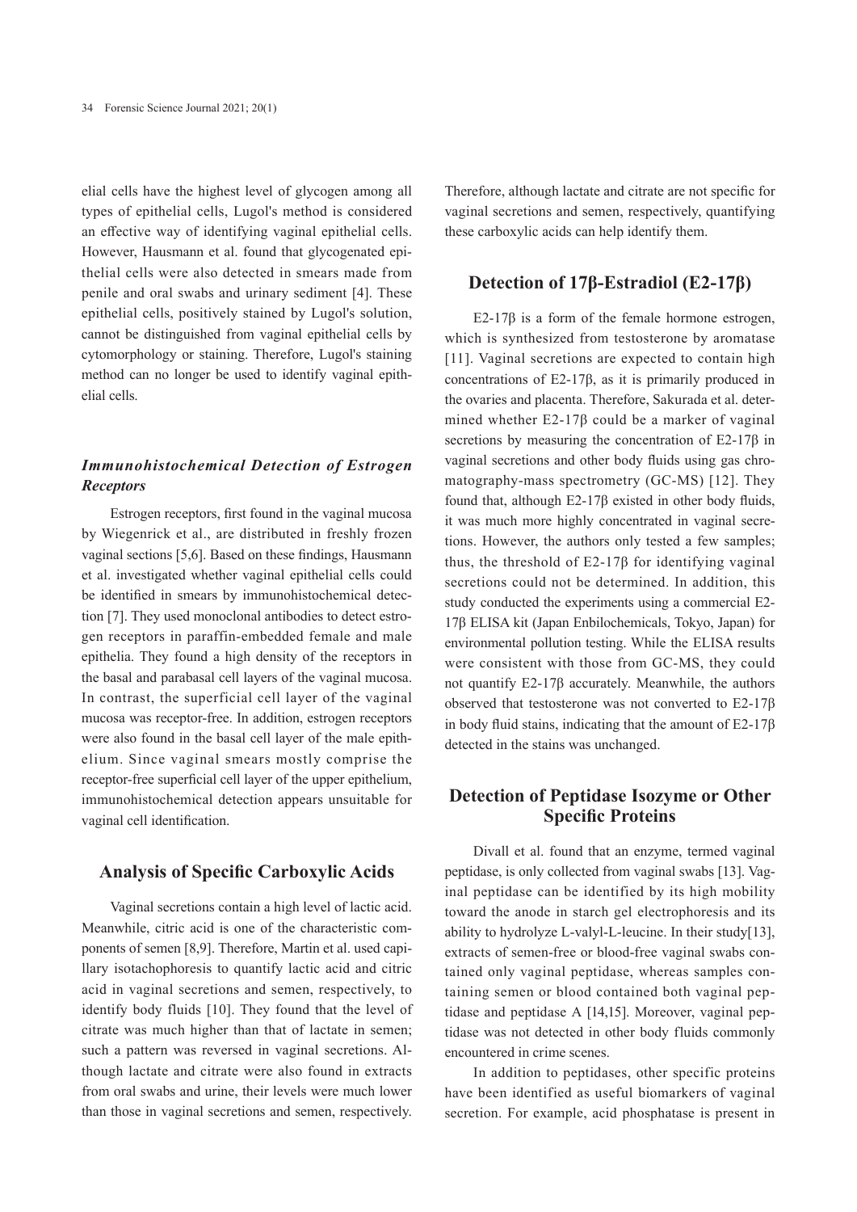elial cells have the highest level of glycogen among all types of epithelial cells, Lugol's method is considered an effective way of identifying vaginal epithelial cells. However, Hausmann et al. found that glycogenated epithelial cells were also detected in smears made from penile and oral swabs and urinary sediment [4]. These epithelial cells, positively stained by Lugol's solution, cannot be distinguished from vaginal epithelial cells by cytomorphology or staining. Therefore, Lugol's staining method can no longer be used to identify vaginal epithelial cells.

### *Immunohistochemical Detection of Estrogen Receptors*

Estrogen receptors, first found in the vaginal mucosa by Wiegenrick et al., are distributed in freshly frozen vaginal sections [5,6]. Based on these findings, Hausmann et al. investigated whether vaginal epithelial cells could be identified in smears by immunohistochemical detection [7]. They used monoclonal antibodies to detect estrogen receptors in paraffin-embedded female and male epithelia. They found a high density of the receptors in the basal and parabasal cell layers of the vaginal mucosa. In contrast, the superficial cell layer of the vaginal mucosa was receptor-free. In addition, estrogen receptors were also found in the basal cell layer of the male epithelium. Since vaginal smears mostly comprise the receptor-free superficial cell layer of the upper epithelium, immunohistochemical detection appears unsuitable for vaginal cell identification.

## Analysis of Specific Carboxylic Acids

Vaginal secretions contain a high level of lactic acid. Meanwhile, citric acid is one of the characteristic components of semen [8,9]. Therefore, Martin et al. used capillary isotachophoresis to quantify lactic acid and citric acid in vaginal secretions and semen, respectively, to identify body fluids [10]. They found that the level of citrate was much higher than that of lactate in semen; such a pattern was reversed in vaginal secretions. Although lactate and citrate were also found in extracts from oral swabs and urine, their levels were much lower than those in vaginal secretions and semen, respectively. Therefore, although lactate and citrate are not specific for vaginal secretions and semen, respectively, quantifying these carboxylic acids can help identify them.

## Detection of 17β-Estradiol (E2-17β)

E2-17β is a form of the female hormone estrogen, which is synthesized from testosterone by aromatase [11]. Vaginal secretions are expected to contain high concentrations of E2-17β, as it is primarily produced in the ovaries and placenta. Therefore, Sakurada et al. determined whether E2-17β could be a marker of vaginal secretions by measuring the concentration of E2-17β in vaginal secretions and other body fluids using gas chromatography-mass spectrometry (GC-MS) [12]. They found that, although E2-17β existed in other body fluids, it was much more highly concentrated in vaginal secretions. However, the authors only tested a few samples; thus, the threshold of E2-17β for identifying vaginal secretions could not be determined. In addition, this study conducted the experiments using a commercial E2-17β ELISA kit (Japan Enbilochemicals, Tokyo, Japan) for environmental pollution testing. While the ELISA results were consistent with those from GC-MS, they could not quantify E2-17β accurately. Meanwhile, the authors observed that testosterone was not converted to E2-17β in body fluid stains, indicating that the amount of E2-17β detected in the stains was unchanged.

## Detection of Peptidase Isozyme or Other Specific Proteins

Divall et al. found that an enzyme, termed vaginal peptidase, is only collected from vaginal swabs [13]. Vaginal peptidase can be identified by its high mobility toward the anode in starch gel electrophoresis and its ability to hydrolyze L-valyl-L-leucine. In their study[13], extracts of semen-free or blood-free vaginal swabs contained only vaginal peptidase, whereas samples containing semen or blood contained both vaginal peptidase and peptidase A [14,15]. Moreover, vaginal peptidase was not detected in other body fluids commonly encountered in crime scenes.

In addition to peptidases, other specific proteins have been identified as useful biomarkers of vaginal secretion. For example, acid phosphatase is present in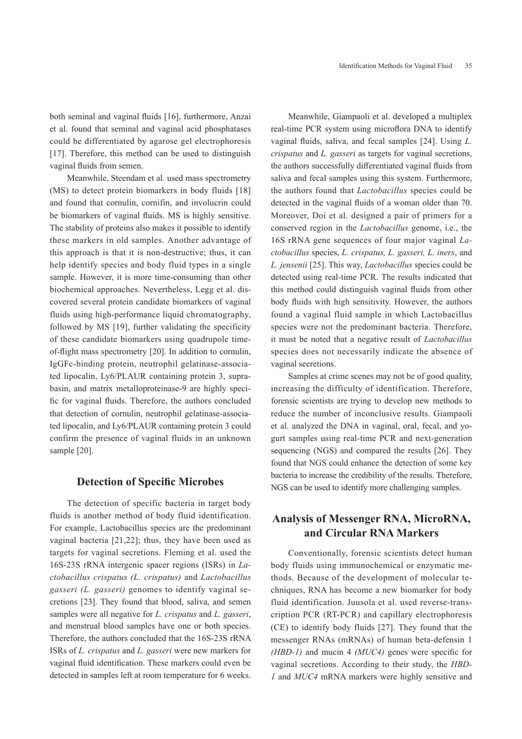both seminal and vaginal fluids [16], furthermore, Anzai et al. found that seminal and vaginal acid phosphatases could be differentiated by agarose gel electrophoresis [17]. Therefore, this method can be used to distinguish vaginal fluids from semen.

Meanwhile, Steendam et al. used mass spectrometry (MS) to detect protein biomarkers in body fluids [18] and found that cornulin, cornifin, and involucrin could be biomarkers of vaginal fluids. MS is highly sensitive. The stability of proteins also makes it possible to identify these markers in old samples. Another advantage of this approach is that it is non-destructive; thus, it can help identify species and body fluid types in a single sample. However, it is more time-consuming than other biochemical approaches. Nevertheless, Legg et al. discovered several protein candidate biomarkers of vaginal fluids using high-performance liquid chromatography, followed by MS [19], further validating the specificity of these candidate biomarkers using quadrupole time-of-flight mass spectrometry [20]. In addition to cornulin, IgGFc-binding protein, neutrophil gelatinase-associated lipocalin, Ly6/PLAUR containing protein 3, suprabasin, and matrix metalloproteinase-9 are highly specific for vaginal fluids. Therefore, the authors concluded that detection of cornulin, neutrophil gelatinase-associated lipocalin, and Ly6/PLAUR containing protein 3 could confirm the presence of vaginal fluids in an unknown sample [20].

## Detection of Specific Microbes

The detection of specific bacteria in target body fluids is another method of body fluid identification. For example, Lactobacillus species are the predominant vaginal bacteria [21,22]; thus, they have been used as targets for vaginal secretions. Fleming et al. used the 16S-23S rRNA intergenic spacer regions (ISRs) in *Lactobacillus crispatus (L. crispatus)* and *Lactobacillus gasseri (L. gasseri)* genomes to identify vaginal secretions [23]. They found that blood, saliva, and semen samples were all negative for *L. crispatus* and *L. gasseri*, and menstrual blood samples have one or both species. Therefore, the authors concluded that the 16S-23S rRNA ISRs of *L. crispatus* and *L. gasseri* were new markers for vaginal fluid identification. These markers could even be detected in samples left at room temperature for 6 weeks.

Meanwhile, Giampaoli et al. developed a multiplex real-time PCR system using microflora DNA to identify vaginal fluids, saliva, and fecal samples [24]. Using *L. crispatus* and *L. gasseri* as targets for vaginal secretions, the authors successfully differentiated vaginal fluids from saliva and fecal samples using this system. Furthermore, the authors found that *Lactobacillus* species could be detected in the vaginal fluids of a woman older than 70. Moreover, Doi et al. designed a pair of primers for a conserved region in the *Lactobacillus* genome, i.e., the 16S rRNA gene sequences of four major vaginal *Lactobacillus* species, *L. crispatus, L. gasseri, L. iners*, and *L. jensenii* [25]. This way, *Lactobacillus* species could be detected using real-time PCR. The results indicated that this method could distinguish vaginal fluids from other body fluids with high sensitivity. However, the authors found a vaginal fluid sample in which Lactobacillus species were not the predominant bacteria. Therefore, it must be noted that a negative result of *Lactobacillus* species does not necessarily indicate the absence of vaginal secretions.

Samples at crime scenes may not be of good quality, increasing the difficulty of identification. Therefore, forensic scientists are trying to develop new methods to reduce the number of inconclusive results. Giampaoli et al. analyzed the DNA in vaginal, oral, fecal, and yogurt samples using real-time PCR and next-generation sequencing (NGS) and compared the results [26]. They found that NGS could enhance the detection of some key bacteria to increase the credibility of the results. Therefore, NGS can be used to identify more challenging samples.

## Analysis of Messenger RNA, MicroRNA, and Circular RNA Markers

Conventionally, forensic scientists detect human body fluids using immunochemical or enzymatic methods. Because of the development of molecular techniques, RNA has become a new biomarker for body fluid identification. Juusola et al. used reverse-transcription PCR (RT-PCR) and capillary electrophoresis (CE) to identify body fluids [27]. They found that the messenger RNAs (mRNAs) of human beta-defensin 1 *(HBD-1)* and mucin 4 *(MUC4)* genes were specific for vaginal secretions. According to their study, the *HBD-1* and *MUC4* mRNA markers were highly sensitive and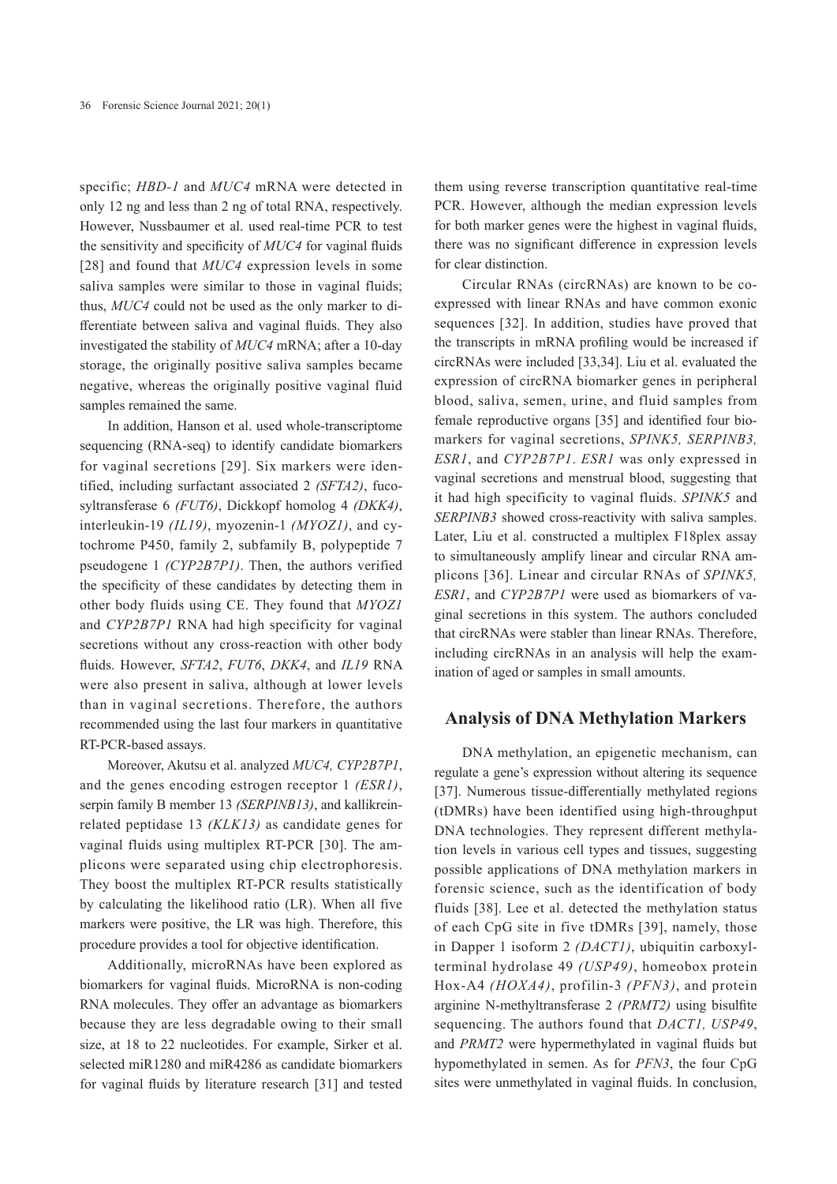specific; *HBD-1* and *MUC4* mRNA were detected in only 12 ng and less than 2 ng of total RNA, respectively. However, Nussbaumer et al. used real-time PCR to test the sensitivity and specificity of *MUC4* for vaginal fluids [28] and found that *MUC4* expression levels in some saliva samples were similar to those in vaginal fluids; thus, *MUC4* could not be used as the only marker to differentiate between saliva and vaginal fluids. They also investigated the stability of *MUC4* mRNA; after a 10-day storage, the originally positive saliva samples became negative, whereas the originally positive vaginal fluid samples remained the same.

In addition, Hanson et al. used whole-transcriptome sequencing (RNA-seq) to identify candidate biomarkers for vaginal secretions [29]. Six markers were identified, including surfactant associated 2 *(SFTA2)*, fucosyltransferase 6 *(FUT6)*, Dickkopf homolog 4 *(DKK4)*, interleukin-19 *(IL19)*, myozenin-1 *(MYOZ1)*, and cytochrome P450, family 2, subfamily B, polypeptide 7 pseudogene 1 *(CYP2B7P1)*. Then, the authors verified the specificity of these candidates by detecting them in other body fluids using CE. They found that *MYOZ1* and *CYP2B7P1* RNA had high specificity for vaginal secretions without any cross-reaction with other body fluids. However, *SFTA2*, *FUT6*, *DKK4*, and *IL19* RNA were also present in saliva, although at lower levels than in vaginal secretions. Therefore, the authors recommended using the last four markers in quantitative RT-PCR-based assays.

Moreover, Akutsu et al. analyzed *MUC4, CYP2B7P1*, and the genes encoding estrogen receptor 1 *(ESR1)*, serpin family B member 13 *(SERPINB13)*, and kallikrein-related peptidase 13 *(KLK13)* as candidate genes for vaginal fluids using multiplex RT-PCR [30]. The amplicons were separated using chip electrophoresis. They boost the multiplex RT-PCR results statistically by calculating the likelihood ratio (LR). When all five markers were positive, the LR was high. Therefore, this procedure provides a tool for objective identification.

Additionally, microRNAs have been explored as biomarkers for vaginal fluids. MicroRNA is non-coding RNA molecules. They offer an advantage as biomarkers because they are less degradable owing to their small size, at 18 to 22 nucleotides. For example, Sirker et al. selected miR1280 and miR4286 as candidate biomarkers for vaginal fluids by literature research [31] and tested them using reverse transcription quantitative real-time PCR. However, although the median expression levels for both marker genes were the highest in vaginal fluids, there was no significant difference in expression levels for clear distinction.

Circular RNAs (circRNAs) are known to be co-expressed with linear RNAs and have common exonic sequences [32]. In addition, studies have proved that the transcripts in mRNA profiling would be increased if circRNAs were included [33,34]. Liu et al. evaluated the expression of circRNA biomarker genes in peripheral blood, saliva, semen, urine, and fluid samples from female reproductive organs [35] and identified four biomarkers for vaginal secretions, *SPINK5, SERPINB3, ESR1*, and *CYP2B7P1*. *ESR1* was only expressed in vaginal secretions and menstrual blood, suggesting that it had high specificity to vaginal fluids. *SPINK5* and *SERPINB3* showed cross-reactivity with saliva samples. Later, Liu et al. constructed a multiplex F18plex assay to simultaneously amplify linear and circular RNA amplicons [36]. Linear and circular RNAs of *SPINK5, ESR1*, and *CYP2B7P1* were used as biomarkers of vaginal secretions in this system. The authors concluded that circRNAs were stabler than linear RNAs. Therefore, including circRNAs in an analysis will help the examination of aged or samples in small amounts.

## Analysis of DNA Methylation Markers

DNA methylation, an epigenetic mechanism, can regulate a gene's expression without altering its sequence [37]. Numerous tissue-differentially methylated regions (tDMRs) have been identified using high-throughput DNA technologies. They represent different methylation levels in various cell types and tissues, suggesting possible applications of DNA methylation markers in forensic science, such as the identification of body fluids [38]. Lee et al. detected the methylation status of each CpG site in five tDMRs [39], namely, those in Dapper 1 isoform 2 *(DACT1)*, ubiquitin carboxyl-terminal hydrolase 49 *(USP49)*, homeobox protein Hox-A4 *(HOXA4)*, profilin-3 *(PFN3)*, and protein arginine N-methyltransferase 2 *(PRMT2)* using bisulfite sequencing. The authors found that *DACT1, USP49*, and *PRMT2* were hypermethylated in vaginal fluids but hypomethylated in semen. As for *PFN3*, the four CpG sites were unmethylated in vaginal fluids. In conclusion,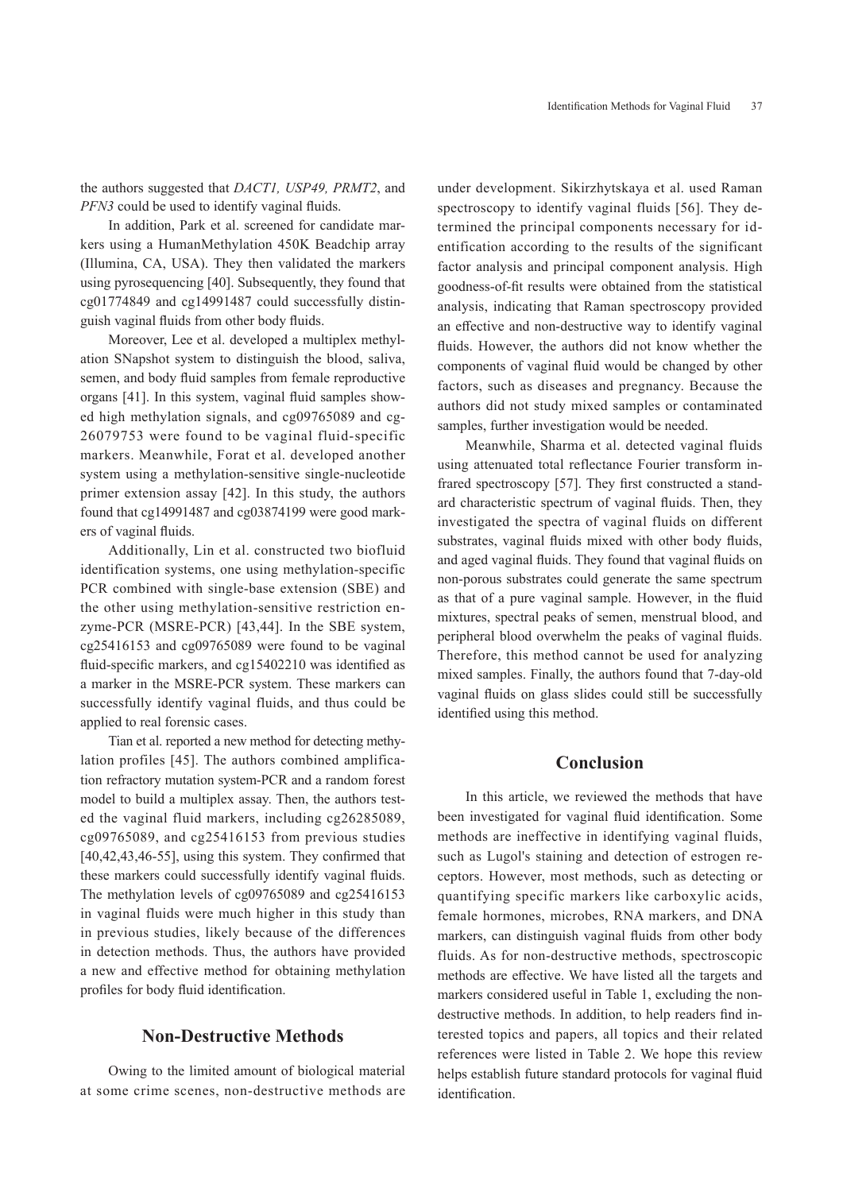the authors suggested that *DACT1, USP49, PRMT2*, and *PFN3* could be used to identify vaginal fluids.

In addition, Park et al. screened for candidate markers using a HumanMethylation 450K Beadchip array (Illumina, CA, USA). They then validated the markers using pyrosequencing [40]. Subsequently, they found that cg01774849 and cg14991487 could successfully distinguish vaginal fluids from other body fluids.

Moreover, Lee et al. developed a multiplex methylation SNapshot system to distinguish the blood, saliva, semen, and body fluid samples from female reproductive organs [41]. In this system, vaginal fluid samples showed high methylation signals, and cg09765089 and cg26079753 were found to be vaginal fluid-specific markers. Meanwhile, Forat et al. developed another system using a methylation-sensitive single-nucleotide primer extension assay [42]. In this study, the authors found that cg14991487 and cg03874199 were good markers of vaginal fluids.

Additionally, Lin et al. constructed two biofluid identification systems, one using methylation-specific PCR combined with single-base extension (SBE) and the other using methylation-sensitive restriction enzyme-PCR (MSRE-PCR) [43,44]. In the SBE system, cg25416153 and cg09765089 were found to be vaginal fluid-specific markers, and cg15402210 was identified as a marker in the MSRE-PCR system. These markers can successfully identify vaginal fluids, and thus could be applied to real forensic cases.

Tian et al. reported a new method for detecting methylation profiles [45]. The authors combined amplification refractory mutation system-PCR and a random forest model to build a multiplex assay. Then, the authors tested the vaginal fluid markers, including cg26285089, cg09765089, and cg25416153 from previous studies [40,42,43,46-55], using this system. They confirmed that these markers could successfully identify vaginal fluids. The methylation levels of cg09765089 and cg25416153 in vaginal fluids were much higher in this study than in previous studies, likely because of the differences in detection methods. Thus, the authors have provided a new and effective method for obtaining methylation profiles for body fluid identification.

## Non-Destructive Methods

Owing to the limited amount of biological material at some crime scenes, non-destructive methods are under development. Sikirzhytskaya et al. used Raman spectroscopy to identify vaginal fluids [56]. They determined the principal components necessary for identification according to the results of the significant factor analysis and principal component analysis. High goodness-of-fit results were obtained from the statistical analysis, indicating that Raman spectroscopy provided an effective and non-destructive way to identify vaginal fluids. However, the authors did not know whether the components of vaginal fluid would be changed by other factors, such as diseases and pregnancy. Because the authors did not study mixed samples or contaminated samples, further investigation would be needed.

Meanwhile, Sharma et al. detected vaginal fluids using attenuated total reflectance Fourier transform infrared spectroscopy [57]. They first constructed a standard characteristic spectrum of vaginal fluids. Then, they investigated the spectra of vaginal fluids on different substrates, vaginal fluids mixed with other body fluids, and aged vaginal fluids. They found that vaginal fluids on non-porous substrates could generate the same spectrum as that of a pure vaginal sample. However, in the fluid mixtures, spectral peaks of semen, menstrual blood, and peripheral blood overwhelm the peaks of vaginal fluids. Therefore, this method cannot be used for analyzing mixed samples. Finally, the authors found that 7-day-old vaginal fluids on glass slides could still be successfully identified using this method.

## Conclusion

In this article, we reviewed the methods that have been investigated for vaginal fluid identification. Some methods are ineffective in identifying vaginal fluids, such as Lugol's staining and detection of estrogen receptors. However, most methods, such as detecting or quantifying specific markers like carboxylic acids, female hormones, microbes, RNA markers, and DNA markers, can distinguish vaginal fluids from other body fluids. As for non-destructive methods, spectroscopic methods are effective. We have listed all the targets and markers considered useful in Table 1, excluding the non-destructive methods. In addition, to help readers find interested topics and papers, all topics and their related references were listed in Table 2. We hope this review helps establish future standard protocols for vaginal fluid identification.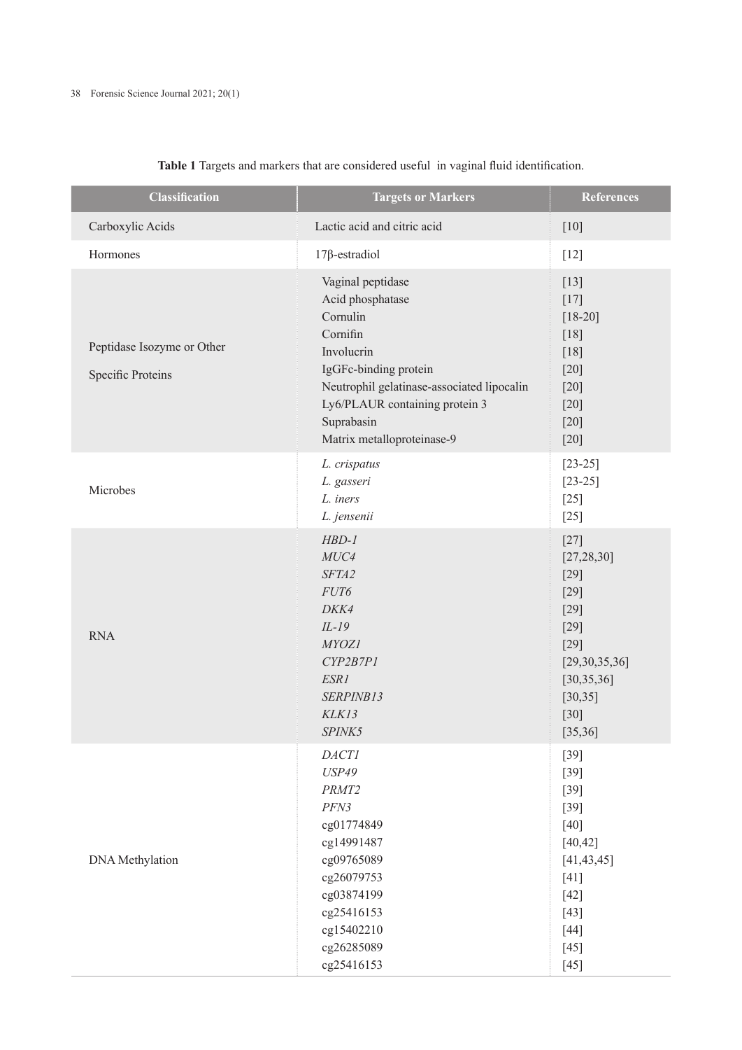**Table 1** Targets and markers that are considered useful in vaginal fluid identification.

| Classification | Targets or Markers | References |
| --- | --- | --- |
| Carboxylic Acids | Lactic acid and citric acid | [10] |
| Hormones | 17β-estradiol | [12] |
| Peptidase Isozyme or Other Specific Proteins | Vaginal peptidase | [13] |
| | Acid phosphatase | [17] |
| | Cornulin | [18-20] |
| | Cornifin | [18] |
| | Involucrin | [18] |
| | IgGFc-binding protein | [20] |
| | Neutrophil gelatinase-associated lipocalin | [20] |
| | Ly6/PLAUR containing protein 3 | [20] |
| | Suprabasin | [20] |
| | Matrix metalloproteinase-9 | [20] |
| Microbes | *L. crispatus* | [23-25] |
| | *L. gasseri* | [23-25] |
| | *L. iners* | [25] |
| | *L. jensenii* | [25] |
| RNA | *HBD-1* | [27] |
| | *MUC4* | [27,28,30] |
| | *SFTA2* | [29] |
| | *FUT6* | [29] |
| | *DKK4* | [29] |
| | *IL-19* | [29] |
| | *MYOZ1* | [29] |
| | *CYP2B7P1* | [29,30,35,36] |
| | *ESR1* | [30,35,36] |
| | *SERPINB13* | [30,35] |
| | *KLK13* | [30] |
| | *SPINK5* | [35,36] |
| DNA Methylation | *DACT1* | [39] |
| | *USP49* | [39] |
| | *PRMT2* | [39] |
| | *PFN3* | [39] |
| | cg01774849 | [40] |
| | cg14991487 | [40,42] |
| | cg09765089 | [41,43,45] |
| | cg26079753 | [41] |
| | cg03874199 | [42] |
| | cg25416153 | [43] |
| | cg15402210 | [44] |
| | cg26285089 | [45] |
| | cg25416153 | [45] |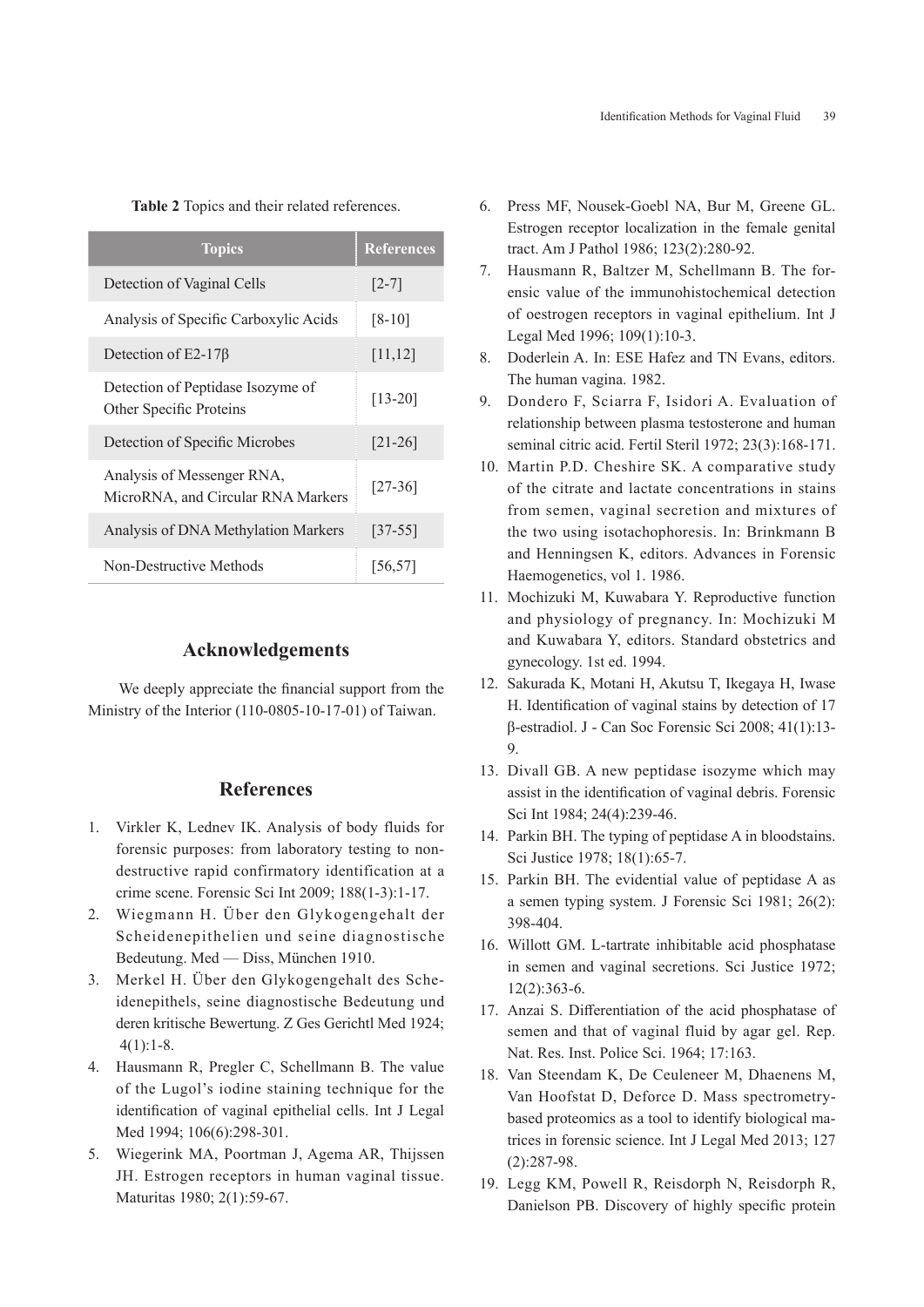**Table 2** Topics and their related references.

| Topics | References |
|---|---|
| Detection of Vaginal Cells | [2-7] |
| Analysis of Specific Carboxylic Acids | [8-10] |
| Detection of E2-17β | [11,12] |
| Detection of Peptidase Isozyme of Other Specific Proteins | [13-20] |
| Detection of Specific Microbes | [21-26] |
| Analysis of Messenger RNA, MicroRNA, and Circular RNA Markers | [27-36] |
| Analysis of DNA Methylation Markers | [37-55] |
| Non-Destructive Methods | [56,57] |

## Acknowledgements

We deeply appreciate the financial support from the Ministry of the Interior (110-0805-10-17-01) of Taiwan.

## References

1. Virkler K, Lednev IK. Analysis of body fluids for forensic purposes: from laboratory testing to non-destructive rapid confirmatory identification at a crime scene. Forensic Sci Int 2009; 188(1-3):1-17.
2. Wiegmann H. Über den Glykogengehalt der Scheidenepithelien und seine diagnostische Bedeutung. Med — Diss, München 1910.
3. Merkel H. Über den Glykogengehalt des Scheidenepithels, seine diagnostische Bedeutung und deren kritische Bewertung. Z Ges Gerichtl Med 1924; 4(1):1-8.
4. Hausmann R, Pregler C, Schellmann B. The value of the Lugol's iodine staining technique for the identification of vaginal epithelial cells. Int J Legal Med 1994; 106(6):298-301.
5. Wiegerink MA, Poortman J, Agema AR, Thijssen JH. Estrogen receptors in human vaginal tissue. Maturitas 1980; 2(1):59-67.
6. Press MF, Nousek-Goebl NA, Bur M, Greene GL. Estrogen receptor localization in the female genital tract. Am J Pathol 1986; 123(2):280-92.
7. Hausmann R, Baltzer M, Schellmann B. The forensic value of the immunohistochemical detection of oestrogen receptors in vaginal epithelium. Int J Legal Med 1996; 109(1):10-3.
8. Doderlein A. In: ESE Hafez and TN Evans, editors. The human vagina. 1982.
9. Dondero F, Sciarra F, Isidori A. Evaluation of relationship between plasma testosterone and human seminal citric acid. Fertil Steril 1972; 23(3):168-171.
10. Martin P.D. Cheshire SK. A comparative study of the citrate and lactate concentrations in stains from semen, vaginal secretion and mixtures of the two using isotachophoresis. In: Brinkmann B and Henningsen K, editors. Advances in Forensic Haemogenetics, vol 1. 1986.
11. Mochizuki M, Kuwabara Y. Reproductive function and physiology of pregnancy. In: Mochizuki M and Kuwabara Y, editors. Standard obstetrics and gynecology. 1st ed. 1994.
12. Sakurada K, Motani H, Akutsu T, Ikegaya H, Iwase H. Identification of vaginal stains by detection of 17 β-estradiol. J - Can Soc Forensic Sci 2008; 41(1):13-9.
13. Divall GB. A new peptidase isozyme which may assist in the identification of vaginal debris. Forensic Sci Int 1984; 24(4):239-46.
14. Parkin BH. The typing of peptidase A in bloodstains. Sci Justice 1978; 18(1):65-7.
15. Parkin BH. The evidential value of peptidase A as a semen typing system. J Forensic Sci 1981; 26(2): 398-404.
16. Willott GM. L-tartrate inhibitable acid phosphatase in semen and vaginal secretions. Sci Justice 1972; 12(2):363-6.
17. Anzai S. Differentiation of the acid phosphatase of semen and that of vaginal fluid by agar gel. Rep. Nat. Res. Inst. Police Sci. 1964; 17:163.
18. Van Steendam K, De Ceuleneer M, Dhaenens M, Van Hoofstat D, Deforce D. Mass spectrometry-based proteomics as a tool to identify biological matrices in forensic science. Int J Legal Med 2013; 127 (2):287-98.
19. Legg KM, Powell R, Reisdorph N, Reisdorph R, Danielson PB. Discovery of highly specific protein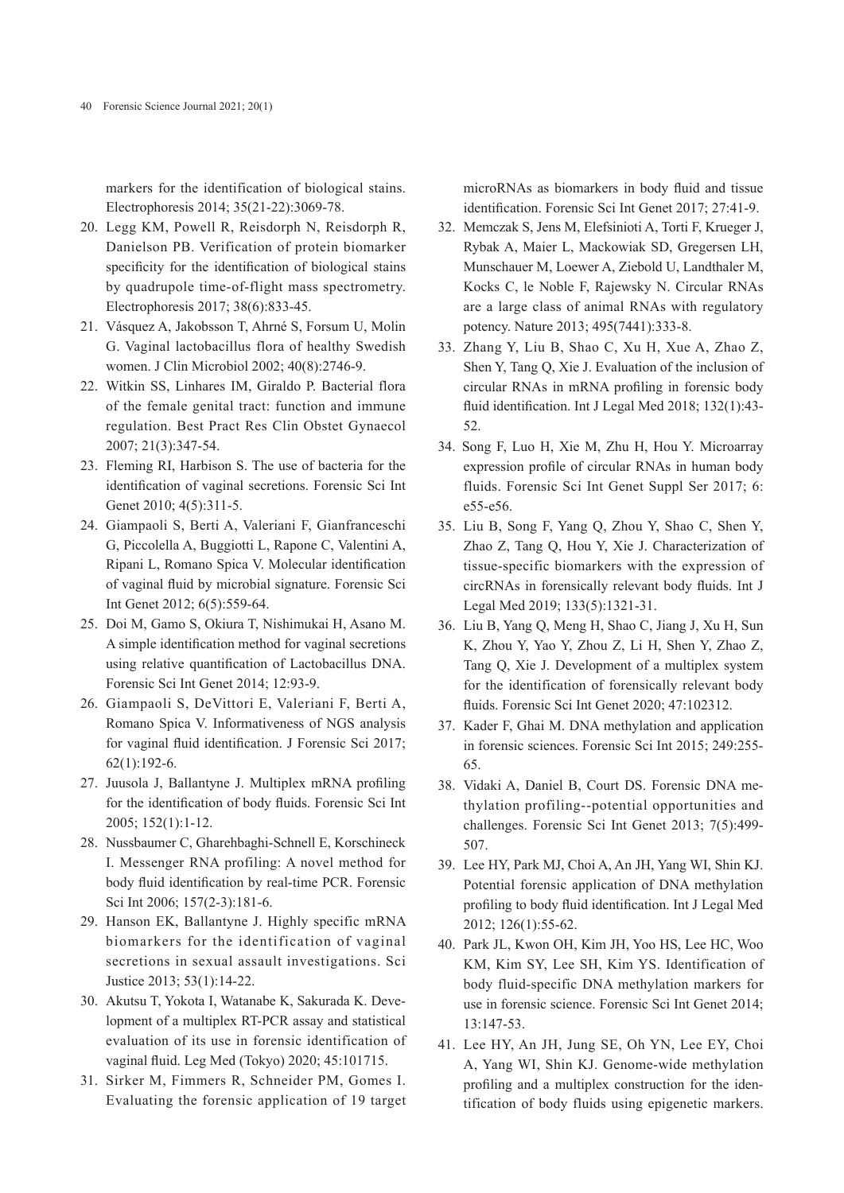markers for the identification of biological stains. Electrophoresis 2014; 35(21-22):3069-78.

20. Legg KM, Powell R, Reisdorph N, Reisdorph R, Danielson PB. Verification of protein biomarker specificity for the identification of biological stains by quadrupole time-of-flight mass spectrometry. Electrophoresis 2017; 38(6):833-45.
21. Vásquez A, Jakobsson T, Ahrné S, Forsum U, Molin G. Vaginal lactobacillus flora of healthy Swedish women. J Clin Microbiol 2002; 40(8):2746-9.
22. Witkin SS, Linhares IM, Giraldo P. Bacterial flora of the female genital tract: function and immune regulation. Best Pract Res Clin Obstet Gynaecol 2007; 21(3):347-54.
23. Fleming RI, Harbison S. The use of bacteria for the identification of vaginal secretions. Forensic Sci Int Genet 2010; 4(5):311-5.
24. Giampaoli S, Berti A, Valeriani F, Gianfranceschi G, Piccolella A, Buggiotti L, Rapone C, Valentini A, Ripani L, Romano Spica V. Molecular identification of vaginal fluid by microbial signature. Forensic Sci Int Genet 2012; 6(5):559-64.
25. Doi M, Gamo S, Okiura T, Nishimukai H, Asano M. A simple identification method for vaginal secretions using relative quantification of Lactobacillus DNA. Forensic Sci Int Genet 2014; 12:93-9.
26. Giampaoli S, DeVittori E, Valeriani F, Berti A, Romano Spica V. Informativeness of NGS analysis for vaginal fluid identification. J Forensic Sci 2017; 62(1):192-6.
27. Juusola J, Ballantyne J. Multiplex mRNA profiling for the identification of body fluids. Forensic Sci Int 2005; 152(1):1-12.
28. Nussbaumer C, Gharehbaghi-Schnell E, Korschineck I. Messenger RNA profiling: A novel method for body fluid identification by real-time PCR. Forensic Sci Int 2006; 157(2-3):181-6.
29. Hanson EK, Ballantyne J. Highly specific mRNA biomarkers for the identification of vaginal secretions in sexual assault investigations. Sci Justice 2013; 53(1):14-22.
30. Akutsu T, Yokota I, Watanabe K, Sakurada K. Development of a multiplex RT-PCR assay and statistical evaluation of its use in forensic identification of vaginal fluid. Leg Med (Tokyo) 2020; 45:101715.
31. Sirker M, Fimmers R, Schneider PM, Gomes I. Evaluating the forensic application of 19 target microRNAs as biomarkers in body fluid and tissue identification. Forensic Sci Int Genet 2017; 27:41-9.
32. Memczak S, Jens M, Elefsinioti A, Torti F, Krueger J, Rybak A, Maier L, Mackowiak SD, Gregersen LH, Munschauer M, Loewer A, Ziebold U, Landthaler M, Kocks C, le Noble F, Rajewsky N. Circular RNAs are a large class of animal RNAs with regulatory potency. Nature 2013; 495(7441):333-8.
33. Zhang Y, Liu B, Shao C, Xu H, Xue A, Zhao Z, Shen Y, Tang Q, Xie J. Evaluation of the inclusion of circular RNAs in mRNA profiling in forensic body fluid identification. Int J Legal Med 2018; 132(1):43-52.
34. Song F, Luo H, Xie M, Zhu H, Hou Y. Microarray expression profile of circular RNAs in human body fluids. Forensic Sci Int Genet Suppl Ser 2017; 6: e55-e56.
35. Liu B, Song F, Yang Q, Zhou Y, Shao C, Shen Y, Zhao Z, Tang Q, Hou Y, Xie J. Characterization of tissue-specific biomarkers with the expression of circRNAs in forensically relevant body fluids. Int J Legal Med 2019; 133(5):1321-31.
36. Liu B, Yang Q, Meng H, Shao C, Jiang J, Xu H, Sun K, Zhou Y, Yao Y, Zhou Z, Li H, Shen Y, Zhao Z, Tang Q, Xie J. Development of a multiplex system for the identification of forensically relevant body fluids. Forensic Sci Int Genet 2020; 47:102312.
37. Kader F, Ghai M. DNA methylation and application in forensic sciences. Forensic Sci Int 2015; 249:255-65.
38. Vidaki A, Daniel B, Court DS. Forensic DNA methylation profiling--potential opportunities and challenges. Forensic Sci Int Genet 2013; 7(5):499-507.
39. Lee HY, Park MJ, Choi A, An JH, Yang WI, Shin KJ. Potential forensic application of DNA methylation profiling to body fluid identification. Int J Legal Med 2012; 126(1):55-62.
40. Park JL, Kwon OH, Kim JH, Yoo HS, Lee HC, Woo KM, Kim SY, Lee SH, Kim YS. Identification of body fluid-specific DNA methylation markers for use in forensic science. Forensic Sci Int Genet 2014; 13:147-53.
41. Lee HY, An JH, Jung SE, Oh YN, Lee EY, Choi A, Yang WI, Shin KJ. Genome-wide methylation profiling and a multiplex construction for the identification of body fluids using epigenetic markers.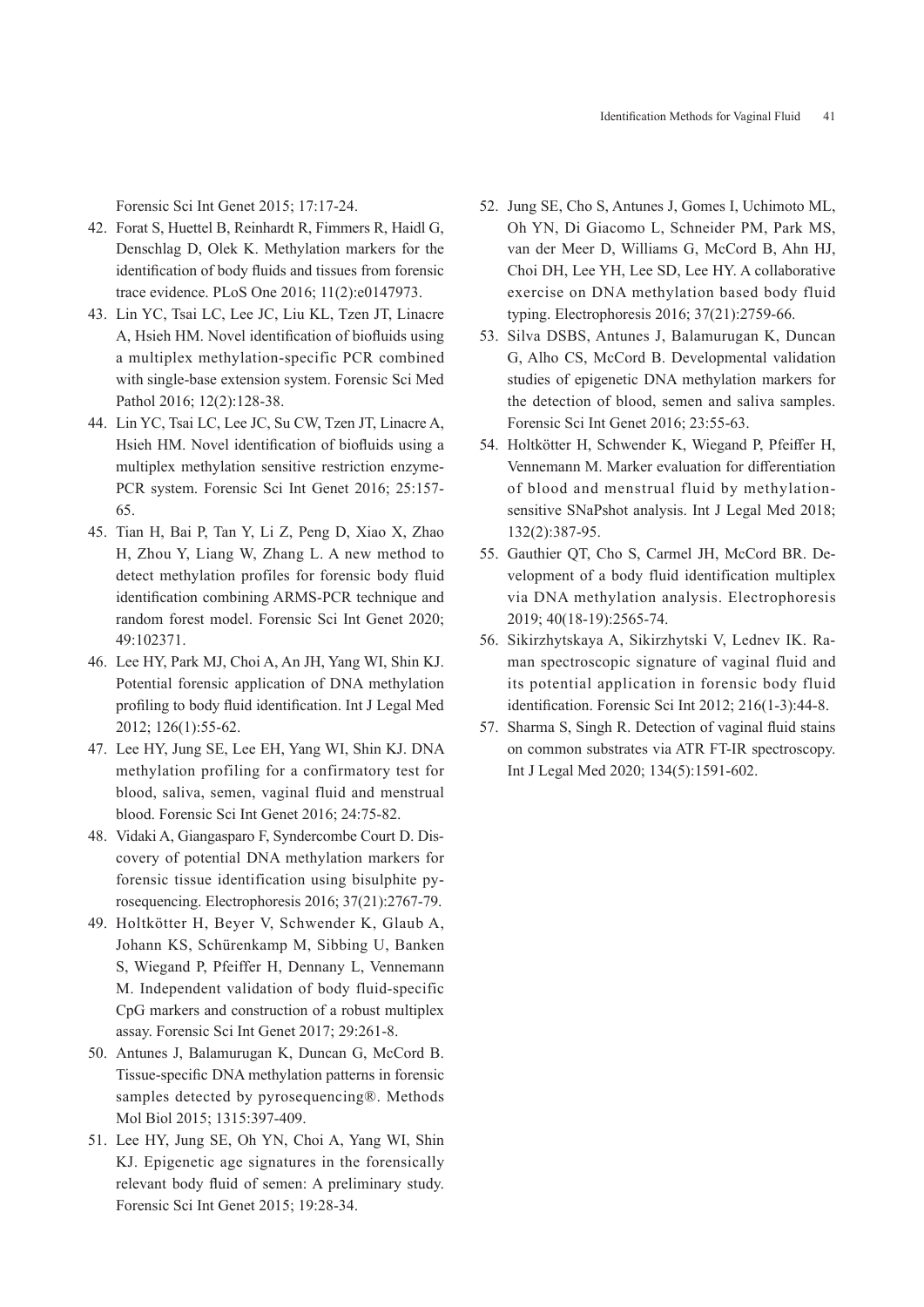Forensic Sci Int Genet 2015; 17:17-24.

42. Forat S, Huettel B, Reinhardt R, Fimmers R, Haidl G, Denschlag D, Olek K. Methylation markers for the identification of body fluids and tissues from forensic trace evidence. PLoS One 2016; 11(2):e0147973.
43. Lin YC, Tsai LC, Lee JC, Liu KL, Tzen JT, Linacre A, Hsieh HM. Novel identification of biofluids using a multiplex methylation-specific PCR combined with single-base extension system. Forensic Sci Med Pathol 2016; 12(2):128-38.
44. Lin YC, Tsai LC, Lee JC, Su CW, Tzen JT, Linacre A, Hsieh HM. Novel identification of biofluids using a multiplex methylation sensitive restriction enzyme-PCR system. Forensic Sci Int Genet 2016; 25:157-65.
45. Tian H, Bai P, Tan Y, Li Z, Peng D, Xiao X, Zhao H, Zhou Y, Liang W, Zhang L. A new method to detect methylation profiles for forensic body fluid identification combining ARMS-PCR technique and random forest model. Forensic Sci Int Genet 2020; 49:102371.
46. Lee HY, Park MJ, Choi A, An JH, Yang WI, Shin KJ. Potential forensic application of DNA methylation profiling to body fluid identification. Int J Legal Med 2012; 126(1):55-62.
47. Lee HY, Jung SE, Lee EH, Yang WI, Shin KJ. DNA methylation profiling for a confirmatory test for blood, saliva, semen, vaginal fluid and menstrual blood. Forensic Sci Int Genet 2016; 24:75-82.
48. Vidaki A, Giangasparo F, Syndercombe Court D. Discovery of potential DNA methylation markers for forensic tissue identification using bisulphite pyrosequencing. Electrophoresis 2016; 37(21):2767-79.
49. Holtkötter H, Beyer V, Schwender K, Glaub A, Johann KS, Schürenkamp M, Sibbing U, Banken S, Wiegand P, Pfeiffer H, Dennany L, Vennemann M. Independent validation of body fluid-specific CpG markers and construction of a robust multiplex assay. Forensic Sci Int Genet 2017; 29:261-8.
50. Antunes J, Balamurugan K, Duncan G, McCord B. Tissue-specific DNA methylation patterns in forensic samples detected by pyrosequencing®. Methods Mol Biol 2015; 1315:397-409.
51. Lee HY, Jung SE, Oh YN, Choi A, Yang WI, Shin KJ. Epigenetic age signatures in the forensically relevant body fluid of semen: A preliminary study. Forensic Sci Int Genet 2015; 19:28-34.
52. Jung SE, Cho S, Antunes J, Gomes I, Uchimoto ML, Oh YN, Di Giacomo L, Schneider PM, Park MS, van der Meer D, Williams G, McCord B, Ahn HJ, Choi DH, Lee YH, Lee SD, Lee HY. A collaborative exercise on DNA methylation based body fluid typing. Electrophoresis 2016; 37(21):2759-66.
53. Silva DSBS, Antunes J, Balamurugan K, Duncan G, Alho CS, McCord B. Developmental validation studies of epigenetic DNA methylation markers for the detection of blood, semen and saliva samples. Forensic Sci Int Genet 2016; 23:55-63.
54. Holtkötter H, Schwender K, Wiegand P, Pfeiffer H, Vennemann M. Marker evaluation for differentiation of blood and menstrual fluid by methylation-sensitive SNaPshot analysis. Int J Legal Med 2018; 132(2):387-95.
55. Gauthier QT, Cho S, Carmel JH, McCord BR. Development of a body fluid identification multiplex via DNA methylation analysis. Electrophoresis 2019; 40(18-19):2565-74.
56. Sikirzhytskaya A, Sikirzhytski V, Lednev IK. Raman spectroscopic signature of vaginal fluid and its potential application in forensic body fluid identification. Forensic Sci Int 2012; 216(1-3):44-8.
57. Sharma S, Singh R. Detection of vaginal fluid stains on common substrates via ATR FT-IR spectroscopy. Int J Legal Med 2020; 134(5):1591-602.